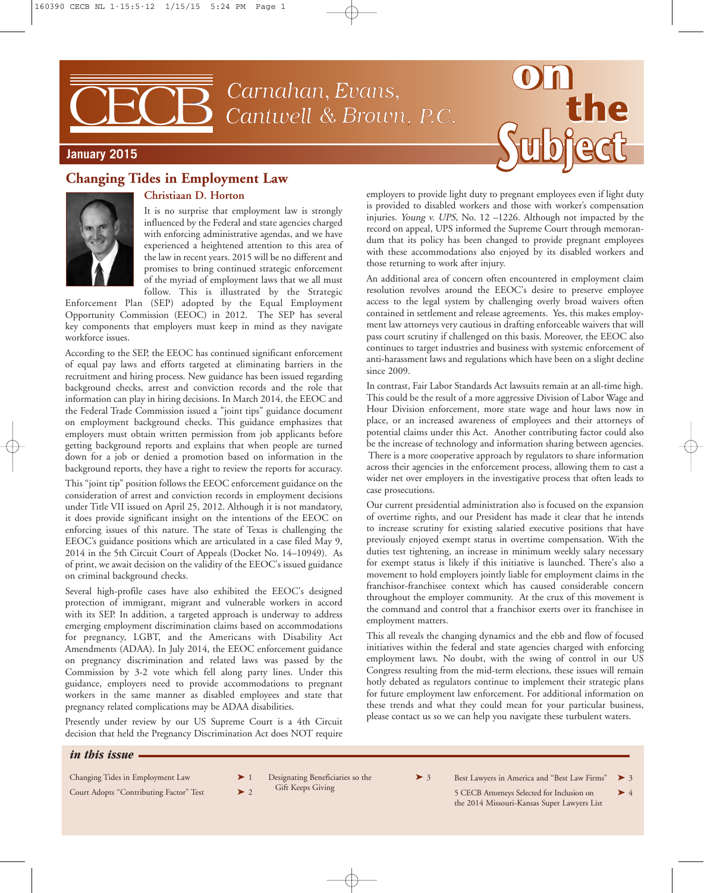CECB Carnahan, Evans, Cantwell & Brown, P.C.

# on the Subject

January 2015

## Changing Tides in Employment Law

### Christiaan D. Horton

It is no surprise that employment law is strongly influenced by the Federal and state agencies charged with enforcing administrative agendas, and we have experienced a heightened attention to this area of the law in recent years. 2015 will be no different and promises to bring continued strategic enforcement of the myriad of employment laws that we all must follow. This is illustrated by the Strategic Enforcement Plan (SEP) adopted by the Equal Employment Opportunity Commission (EEOC) in 2012. The SEP has several key components that employers must keep in mind as they navigate workforce issues.

According to the SEP, the EEOC has continued significant enforcement of equal pay laws and efforts targeted at eliminating barriers in the recruitment and hiring process. New guidance has been issued regarding background checks, arrest and conviction records and the role that information can play in hiring decisions. In March 2014, the EEOC and the Federal Trade Commission issued a "joint tips" guidance document on employment background checks. This guidance emphasizes that employers must obtain written permission from job applicants before getting background reports and explains that when people are turned down for a job or denied a promotion based on information in the background reports, they have a right to review the reports for accuracy.

This "joint tip" position follows the EEOC enforcement guidance on the consideration of arrest and conviction records in employment decisions under Title VII issued on April 25, 2012. Although it is not mandatory, it does provide significant insight on the intentions of the EEOC on enforcing issues of this nature. The state of Texas is challenging the EEOC's guidance positions which are articulated in a case filed May 9, 2014 in the 5th Circuit Court of Appeals (Docket No. 14–10949). As of print, we await decision on the validity of the EEOC's issued guidance on criminal background checks.

Several high-profile cases have also exhibited the EEOC's designed protection of immigrant, migrant and vulnerable workers in accord with its SEP. In addition, a targeted approach is underway to address emerging employment discrimination claims based on accommodations for pregnancy, LGBT, and the Americans with Disability Act Amendments (ADAA). In July 2014, the EEOC enforcement guidance on pregnancy discrimination and related laws was passed by the Commission by 3-2 vote which fell along party lines. Under this guidance, employers need to provide accommodations to pregnant workers in the same manner as disabled employees and state that pregnancy related complications may be ADAA disabilities.

Presently under review by our US Supreme Court is a 4th Circuit decision that held the Pregnancy Discrimination Act does NOT require employers to provide light duty to pregnant employees even if light duty is provided to disabled workers and those with worker's compensation injuries. *Young v. UPS*, No. 12 –1226. Although not impacted by the record on appeal, UPS informed the Supreme Court through memorandum that its policy has been changed to provide pregnant employees with these accommodations also enjoyed by its disabled workers and those returning to work after injury.

An additional area of concern often encountered in employment claim resolution revolves around the EEOC's desire to preserve employee access to the legal system by challenging overly broad waivers often contained in settlement and release agreements. Yes, this makes employment law attorneys very cautious in drafting enforceable waivers that will pass court scrutiny if challenged on this basis. Moreover, the EEOC also continues to target industries and business with systemic enforcement of anti-harassment laws and regulations which have been on a slight decline since 2009.

In contrast, Fair Labor Standards Act lawsuits remain at an all-time high. This could be the result of a more aggressive Division of Labor Wage and Hour Division enforcement, more state wage and hour laws now in place, or an increased awareness of employees and their attorneys of potential claims under this Act. Another contributing factor could also be the increase of technology and information sharing between agencies. There is a more cooperative approach by regulators to share information across their agencies in the enforcement process, allowing them to cast a wider net over employers in the investigative process that often leads to case prosecutions.

Our current presidential administration also is focused on the expansion of overtime rights, and our President has made it clear that he intends to increase scrutiny for existing salaried executive positions that have previously enjoyed exempt status in overtime compensation. With the duties test tightening, an increase in minimum weekly salary necessary for exempt status is likely if this initiative is launched. There's also a movement to hold employers jointly liable for employment claims in the franchisor-franchisee context which has caused considerable concern throughout the employer community. At the crux of this movement is the command and control that a franchisor exerts over its franchisee in employment matters.

This all reveals the changing dynamics and the ebb and flow of focused initiatives within the federal and state agencies charged with enforcing employment laws. No doubt, with the swing of control in our US Congress resulting from the mid-term elections, these issues will remain hotly debated as regulators continue to implement their strategic plans for future employment law enforcement. For additional information on these trends and what they could mean for your particular business, please contact us so we can help you navigate these turbulent waters.

---

### *in this issue*

- Changing Tides in Employment Law ➤ 1
- Court Adopts "Contributing Factor" Test ➤ 2
- Designating Beneficiaries so the Gift Keeps Giving ➤ 3
- Best Lawyers in America and "Best Law Firms" ➤ 3
- 5 CECB Attorneys Selected for Inclusion on the 2014 Missouri-Kansas Super Lawyers List ➤ 4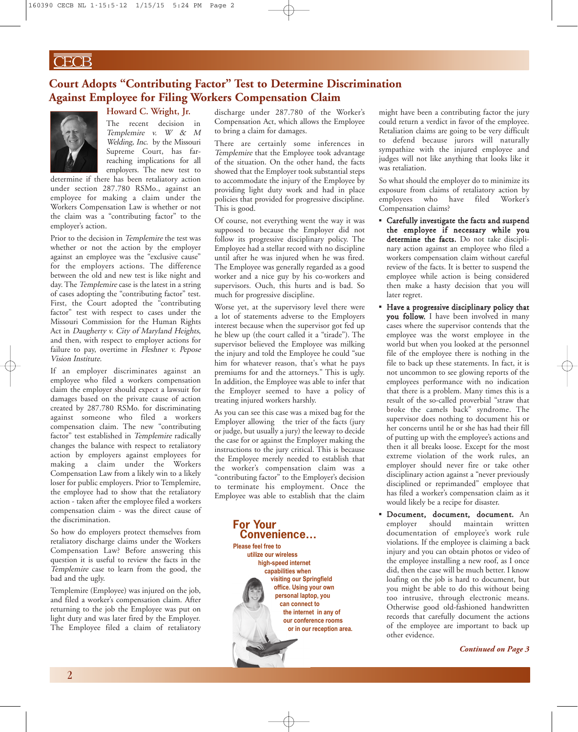# Court Adopts "Contributing Factor" Test to Determine Discrimination Against Employee for Filing Workers Compensation Claim

**Howard C. Wright, Jr.**

The recent decision in *Templemire v. W & M Welding, Inc.* by the Missouri Supreme Court, has far-reaching implications for all employers. The new test to determine if there has been retaliatory action under section 287.780 RSMo., against an employee for making a claim under the Workers Compensation Law is whether or not the claim was a "contributing factor" to the employer's action.

Prior to the decision in *Templemire* the test was whether or not the action by the employer against an employee was the "exclusive cause" for the employers actions. The difference between the old and new test is like night and day. The *Templemire* case is the latest in a string of cases adopting the "contributing factor" test. First, the Court adopted the "contributing factor" test with respect to cases under the Missouri Commission for the Human Rights Act in *Daugherty v. City of Maryland Heights*, and then, with respect to employer actions for failure to pay, overtime in *Fleshner v. Pepose Vision Institute*.

If an employer discriminates against an employee who filed a workers compensation claim the employer should expect a lawsuit for damages based on the private cause of action created by 287.780 RSMo. for discriminating against someone who filed a workers compensation claim. The new "contributing factor" test established in *Templemire* radically changes the balance with respect to retaliatory action by employers against employees for making a claim under the Workers Compensation Law from a likely win to a likely loser for public employers. Prior to Templemire, the employee had to show that the retaliatory action - taken after the employee filed a workers compensation claim - was the direct cause of the discrimination.

So how do employers protect themselves from retaliatory discharge claims under the Workers Compensation Law? Before answering this question it is useful to review the facts in the *Templemire* case to learn from the good, the bad and the ugly.

Templemire (Employee) was injured on the job, and filed a worker's compensation claim. After returning to the job the Employee was put on light duty and was later fired by the Employer. The Employee filed a claim of retaliatory discharge under 287.780 of the Worker's Compensation Act, which allows the Employee to bring a claim for damages.

There are certainly some inferences in *Templemire* that the Employee took advantage of the situation. On the other hand, the facts showed that the Employer took substantial steps to accommodate the injury of the Employee by providing light duty work and had in place policies that provided for progressive discipline. This is good.

Of course, not everything went the way it was supposed to because the Employer did not follow its progressive disciplinary policy. The Employee had a stellar record with no discipline until after he was injured when he was fired. The Employee was generally regarded as a good worker and a nice guy by his co-workers and supervisors. Ouch, this hurts and is bad. So much for progressive discipline.

Worse yet, at the supervisory level there were a lot of statements adverse to the Employers interest because when the supervisor got fed up he blew up (the court called it a "tirade"). The supervisor believed the Employee was milking the injury and told the Employee he could "sue him for whatever reason, that's what he pays premiums for and the attorneys." This is ugly. In addition, the Employee was able to infer that the Employer seemed to have a policy of treating injured workers harshly.

As you can see this case was a mixed bag for the Employer allowing the trier of the facts (jury or judge, but usually a jury) the leeway to decide the case for or against the Employer making the instructions to the jury critical. This is because the Employee merely needed to establish that the worker's compensation claim was a "contributing factor" to the Employer's decision to terminate his employment. Once the Employee was able to establish that the claim might have been a contributing factor the jury could return a verdict in favor of the employee. Retaliation claims are going to be very difficult to defend because jurors will naturally sympathize with the injured employee and judges will not like anything that looks like it was retaliation.

So what should the employer do to minimize its exposure from claims of retaliatory action by employees who have filed Worker's Compensation claims?

- **Carefully investigate the facts and suspend the employee if necessary while you determine the facts.** Do not take disciplinary action against an employee who filed a workers compensation claim without careful review of the facts. It is better to suspend the employee while action is being considered then make a hasty decision that you will later regret.
- **Have a progressive disciplinary policy that you follow.** I have been involved in many cases where the supervisor contends that the employee was the worst employee in the world but when you looked at the personnel file of the employee there is nothing in the file to back up these statements. In fact, it is not uncommon to see glowing reports of the employees performance with no indication that there is a problem. Many times this is a result of the so-called proverbial "straw that broke the camels back" syndrome. The supervisor does nothing to document his or her concerns until he or she has had their fill of putting up with the employee's actions and then it all breaks loose. Except for the most extreme violation of the work rules, an employer should never fire or take other disciplinary action against a "never previously disciplined or reprimanded" employee that has filed a worker's compensation claim as it would likely be a recipe for disaster.
- **Document, document, document.** An employer should maintain written documentation of employee's work rule violations. If the employee is claiming a back injury and you can obtain photos or video of the employee installing a new roof, as I once did, then the case will be much better. I know loafing on the job is hard to document, but you might be able to do this without being too intrusive, through electronic means. Otherwise good old-fashioned handwritten records that carefully document the actions of the employee are important to back up other evidence.

*Continued on Page 3*

## For Your Convenience…

Please feel free to utilize our wireless high-speed internet capabilities when visiting our Springfield office. Using your own personal laptop, you can connect to the internet in any of our conference rooms or in our reception area.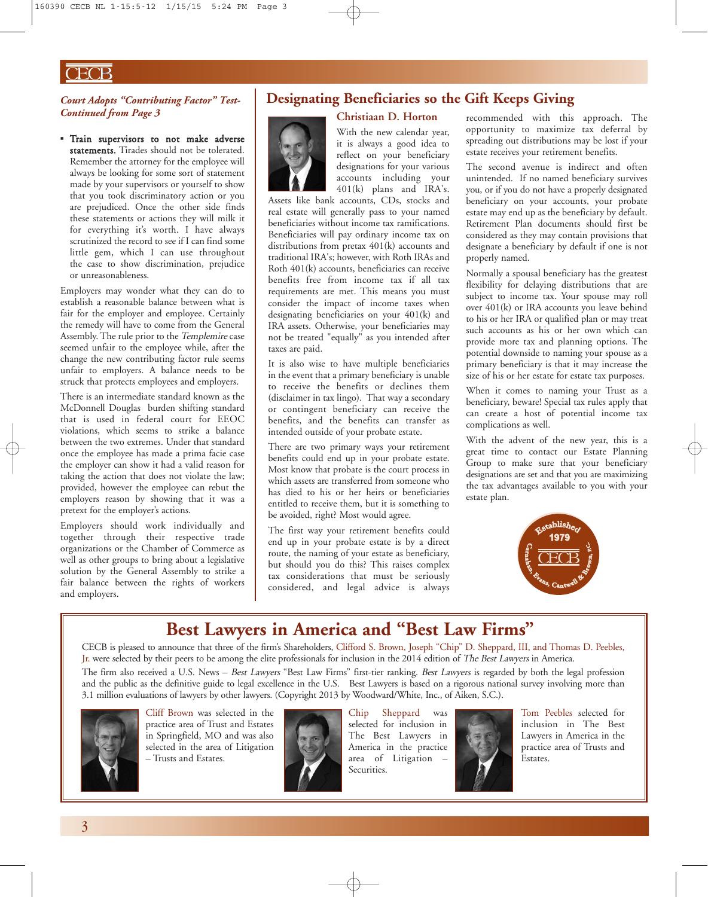### *Court Adopts "Contributing Factor" Test-Continued from Page 3*

- **Train supervisors to not make adverse statements.** Tirades should not be tolerated. Remember the attorney for the employee will always be looking for some sort of statement made by your supervisors or yourself to show that you took discriminatory action or you are prejudiced. Once the other side finds these statements or actions they will milk it for everything it's worth. I have always scrutinized the record to see if I can find some little gem, which I can use throughout the case to show discrimination, prejudice or unreasonableness.

Employers may wonder what they can do to establish a reasonable balance between what is fair for the employer and employee. Certainly the remedy will have to come from the General Assembly. The rule prior to the *Templemire* case seemed unfair to the employee while, after the change the new contributing factor rule seems unfair to employers. A balance needs to be struck that protects employees and employers.

There is an intermediate standard known as the McDonnell Douglas burden shifting standard that is used in federal court for EEOC violations, which seems to strike a balance between the two extremes. Under that standard once the employee has made a prima facie case the employer can show it had a valid reason for taking the action that does not violate the law; provided, however the employee can rebut the employers reason by showing that it was a pretext for the employer's actions.

Employers should work individually and together through their respective trade organizations or the Chamber of Commerce as well as other groups to bring about a legislative solution by the General Assembly to strike a fair balance between the rights of workers and employers.

## Designating Beneficiaries so the Gift Keeps Giving

### Christiaan D. Horton

With the new calendar year, it is always a good idea to reflect on your beneficiary designations for your various accounts including your 401(k) plans and IRA's. Assets like bank accounts, CDs, stocks and real estate will generally pass to your named beneficiaries without income tax ramifications. Beneficiaries will pay ordinary income tax on distributions from pretax 401(k) accounts and traditional IRA's; however, with Roth IRAs and Roth 401(k) accounts, beneficiaries can receive benefits free from income tax if all tax requirements are met. This means you must consider the impact of income taxes when designating beneficiaries on your 401(k) and IRA assets. Otherwise, your beneficiaries may not be treated "equally" as you intended after taxes are paid.

It is also wise to have multiple beneficiaries in the event that a primary beneficiary is unable to receive the benefits or declines them (disclaimer in tax lingo). That way a secondary or contingent beneficiary can receive the benefits, and the benefits can transfer as intended outside of your probate estate.

There are two primary ways your retirement benefits could end up in your probate estate. Most know that probate is the court process in which assets are transferred from someone who has died to his or her heirs or beneficiaries entitled to receive them, but it is something to be avoided, right? Most would agree.

The first way your retirement benefits could end up in your probate estate is by a direct route, the naming of your estate as beneficiary, but should you do this? This raises complex tax considerations that must be seriously considered, and legal advice is always recommended with this approach. The opportunity to maximize tax deferral by spreading out distributions may be lost if your estate receives your retirement benefits.

The second avenue is indirect and often unintended. If no named beneficiary survives you, or if you do not have a properly designated beneficiary on your accounts, your probate estate may end up as the beneficiary by default. Retirement Plan documents should first be considered as they may contain provisions that designate a beneficiary by default if one is not properly named.

Normally a spousal beneficiary has the greatest flexibility for delaying distributions that are subject to income tax. Your spouse may roll over 401(k) or IRA accounts you leave behind to his or her IRA or qualified plan or may treat such accounts as his or her own which can provide more tax and planning options. The potential downside to naming your spouse as a primary beneficiary is that it may increase the size of his or her estate for estate tax purposes.

When it comes to naming your Trust as a beneficiary, beware! Special tax rules apply that can create a host of potential income tax complications as well.

With the advent of the new year, this is a great time to contact our Estate Planning Group to make sure that your beneficiary designations are set and that you are maximizing the tax advantages available to you with your estate plan.

## Best Lawyers in America and "Best Law Firms"

CECB is pleased to announce that three of the firm's Shareholders, Clifford S. Brown, Joseph "Chip" D. Sheppard, III, and Thomas D. Peebles, Jr. were selected by their peers to be among the elite professionals for inclusion in the 2014 edition of *The Best Lawyers* in America.

The firm also received a U.S. News – *Best Lawyers* "Best Law Firms" first-tier ranking. *Best Lawyers* is regarded by both the legal profession and the public as the definitive guide to legal excellence in the U.S. Best Lawyers is based on a rigorous national survey involving more than 3.1 million evaluations of lawyers by other lawyers. (Copyright 2013 by Woodward/White, Inc., of Aiken, S.C.).

Cliff Brown was selected in the practice area of Trust and Estates in Springfield, MO and was also selected in the area of Litigation – Trusts and Estates.

Chip Sheppard was selected for inclusion in The Best Lawyers in America in the practice area of Litigation – Securities.

Tom Peebles selected for inclusion in The Best Lawyers in America in the practice area of Trusts and Estates.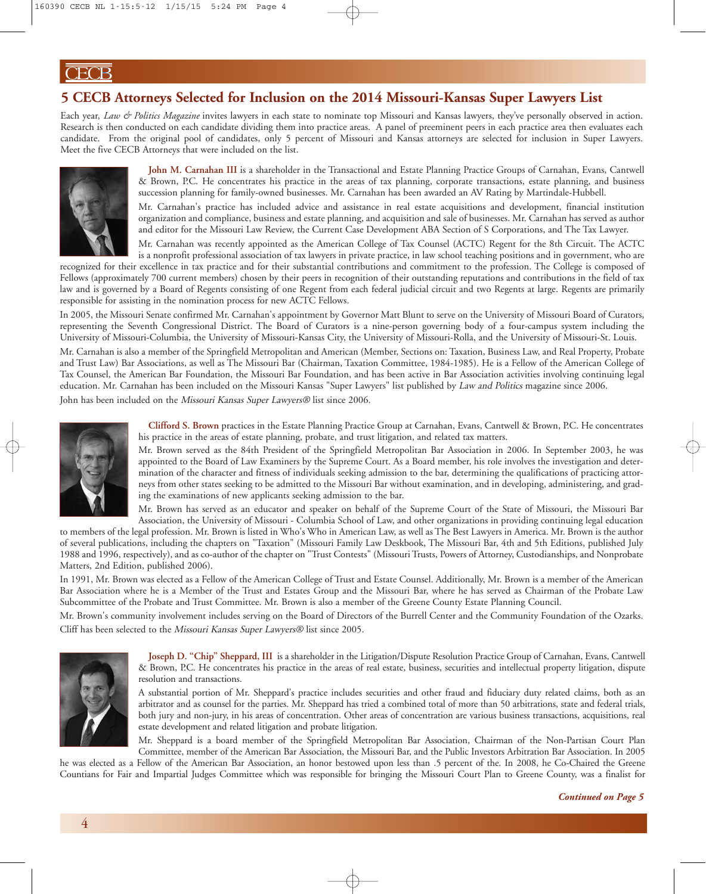# 5 CECB Attorneys Selected for Inclusion on the 2014 Missouri-Kansas Super Lawyers List

Each year, *Law & Politics Magazine* invites lawyers in each state to nominate top Missouri and Kansas lawyers, they've personally observed in action. Research is then conducted on each candidate dividing them into practice areas. A panel of preeminent peers in each practice area then evaluates each candidate. From the original pool of candidates, only 5 percent of Missouri and Kansas attorneys are selected for inclusion in Super Lawyers. Meet the five CECB Attorneys that were included on the list.

**John M. Carnahan III** is a shareholder in the Transactional and Estate Planning Practice Groups of Carnahan, Evans, Cantwell & Brown, P.C. He concentrates his practice in the areas of tax planning, corporate transactions, estate planning, and business succession planning for family-owned businesses. Mr. Carnahan has been awarded an AV Rating by Martindale-Hubbell.

Mr. Carnahan's practice has included advice and assistance in real estate acquisitions and development, financial institution organization and compliance, business and estate planning, and acquisition and sale of businesses. Mr. Carnahan has served as author and editor for the Missouri Law Review, the Current Case Development ABA Section of S Corporations, and The Tax Lawyer.

Mr. Carnahan was recently appointed as the American College of Tax Counsel (ACTC) Regent for the 8th Circuit. The ACTC is a nonprofit professional association of tax lawyers in private practice, in law school teaching positions and in government, who are recognized for their excellence in tax practice and for their substantial contributions and commitment to the profession. The College is composed of Fellows (approximately 700 current members) chosen by their peers in recognition of their outstanding reputations and contributions in the field of tax law and is governed by a Board of Regents consisting of one Regent from each federal judicial circuit and two Regents at large. Regents are primarily responsible for assisting in the nomination process for new ACTC Fellows.

In 2005, the Missouri Senate confirmed Mr. Carnahan's appointment by Governor Matt Blunt to serve on the University of Missouri Board of Curators, representing the Seventh Congressional District. The Board of Curators is a nine-person governing body of a four-campus system including the University of Missouri-Columbia, the University of Missouri-Kansas City, the University of Missouri-Rolla, and the University of Missouri-St. Louis.

Mr. Carnahan is also a member of the Springfield Metropolitan and American (Member, Sections on: Taxation, Business Law, and Real Property, Probate and Trust Law) Bar Associations, as well as The Missouri Bar (Chairman, Taxation Committee, 1984-1985). He is a Fellow of the American College of Tax Counsel, the American Bar Foundation, the Missouri Bar Foundation, and has been active in Bar Association activities involving continuing legal education. Mr. Carnahan has been included on the Missouri Kansas "Super Lawyers" list published by *Law and Politics* magazine since 2006.

John has been included on the *Missouri Kansas Super Lawyers®* list since 2006.

**Clifford S. Brown** practices in the Estate Planning Practice Group at Carnahan, Evans, Cantwell & Brown, P.C. He concentrates his practice in the areas of estate planning, probate, and trust litigation, and related tax matters.

Mr. Brown served as the 84th President of the Springfield Metropolitan Bar Association in 2006. In September 2003, he was appointed to the Board of Law Examiners by the Supreme Court. As a Board member, his role involves the investigation and determination of the character and fitness of individuals seeking admission to the bar, determining the qualifications of practicing attorneys from other states seeking to be admitted to the Missouri Bar without examination, and in developing, administering, and grading the examinations of new applicants seeking admission to the bar.

Mr. Brown has served as an educator and speaker on behalf of the Supreme Court of the State of Missouri, the Missouri Bar Association, the University of Missouri - Columbia School of Law, and other organizations in providing continuing legal education to members of the legal profession. Mr. Brown is listed in Who's Who in American Law, as well as The Best Lawyers in America. Mr. Brown is the author of several publications, including the chapters on "Taxation" (Missouri Family Law Deskbook, The Missouri Bar, 4th and 5th Editions, published July 1988 and 1996, respectively), and as co-author of the chapter on "Trust Contests" (Missouri Trusts, Powers of Attorney, Custodianships, and Nonprobate Matters, 2nd Edition, published 2006).

In 1991, Mr. Brown was elected as a Fellow of the American College of Trust and Estate Counsel. Additionally, Mr. Brown is a member of the American Bar Association where he is a Member of the Trust and Estates Group and the Missouri Bar, where he has served as Chairman of the Probate Law Subcommittee of the Probate and Trust Committee. Mr. Brown is also a member of the Greene County Estate Planning Council.

Mr. Brown's community involvement includes serving on the Board of Directors of the Burrell Center and the Community Foundation of the Ozarks.

Cliff has been selected to the *Missouri Kansas Super Lawyers®* list since 2005.

**Joseph D. "Chip" Sheppard, III** is a shareholder in the Litigation/Dispute Resolution Practice Group of Carnahan, Evans, Cantwell & Brown, P.C. He concentrates his practice in the areas of real estate, business, securities and intellectual property litigation, dispute resolution and transactions.

A substantial portion of Mr. Sheppard's practice includes securities and other fraud and fiduciary duty related claims, both as an arbitrator and as counsel for the parties. Mr. Sheppard has tried a combined total of more than 50 arbitrations, state and federal trials, both jury and non-jury, in his areas of concentration. Other areas of concentration are various business transactions, acquisitions, real estate development and related litigation and probate litigation.

Mr. Sheppard is a board member of the Springfield Metropolitan Bar Association, Chairman of the Non-Partisan Court Plan Committee, member of the American Bar Association, the Missouri Bar, and the Public Investors Arbitration Bar Association. In 2005 he was elected as a Fellow of the American Bar Association, an honor bestowed upon less than .5 percent of the. In 2008, he Co-Chaired the Greene Countians for Fair and Impartial Judges Committee which was responsible for bringing the Missouri Court Plan to Greene County, was a finalist for

***Continued on Page 5***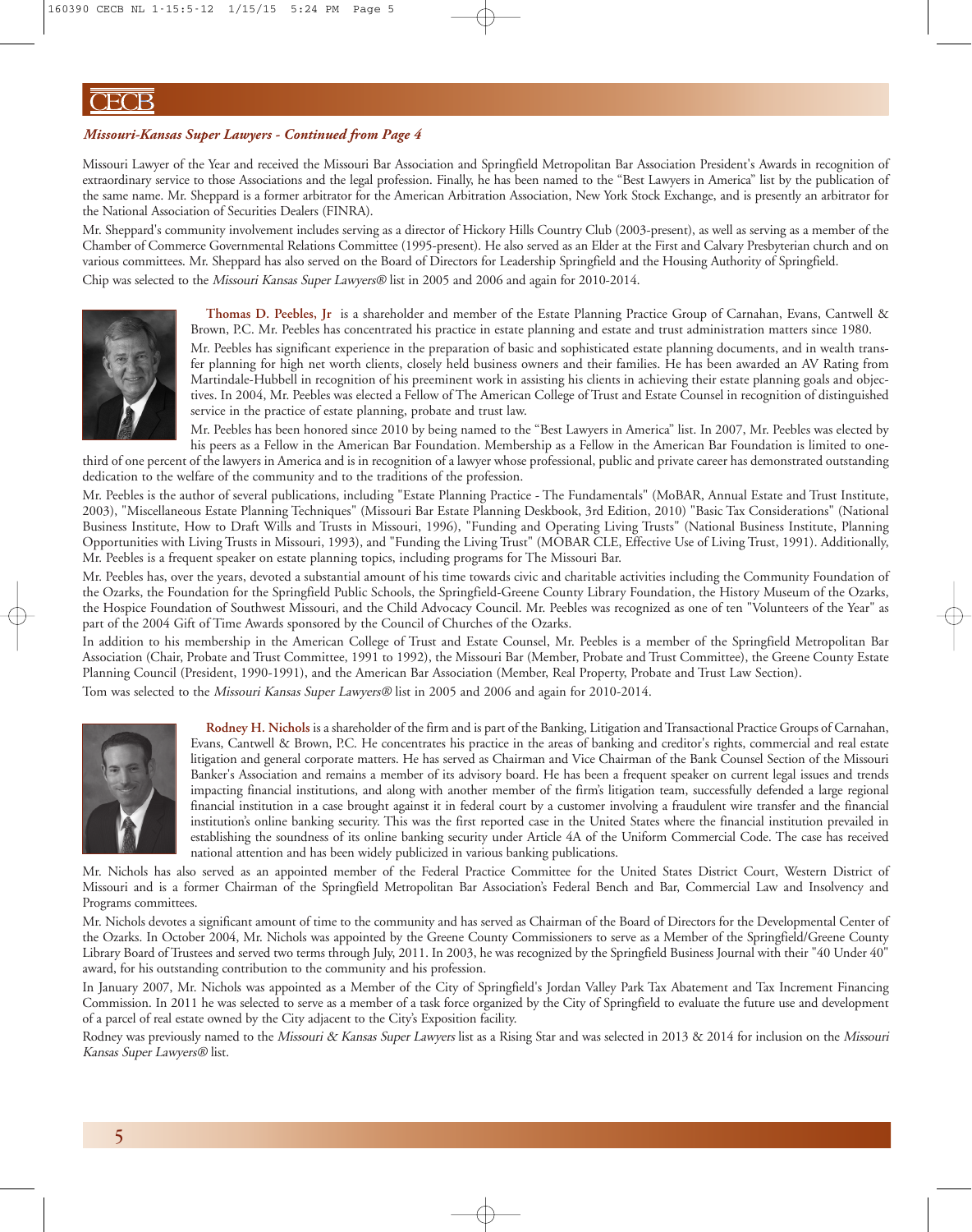*Missouri-Kansas Super Lawyers - Continued from Page 4*

Missouri Lawyer of the Year and received the Missouri Bar Association and Springfield Metropolitan Bar Association President's Awards in recognition of extraordinary service to those Associations and the legal profession. Finally, he has been named to the "Best Lawyers in America" list by the publication of the same name. Mr. Sheppard is a former arbitrator for the American Arbitration Association, New York Stock Exchange, and is presently an arbitrator for the National Association of Securities Dealers (FINRA).

Mr. Sheppard's community involvement includes serving as a director of Hickory Hills Country Club (2003-present), as well as serving as a member of the Chamber of Commerce Governmental Relations Committee (1995-present). He also served as an Elder at the First and Calvary Presbyterian church and on various committees. Mr. Sheppard has also served on the Board of Directors for Leadership Springfield and the Housing Authority of Springfield.

Chip was selected to the *Missouri Kansas Super Lawyers®* list in 2005 and 2006 and again for 2010-2014.

**Thomas D. Peebles, Jr** is a shareholder and member of the Estate Planning Practice Group of Carnahan, Evans, Cantwell & Brown, P.C. Mr. Peebles has concentrated his practice in estate planning and estate and trust administration matters since 1980.

Mr. Peebles has significant experience in the preparation of basic and sophisticated estate planning documents, and in wealth transfer planning for high net worth clients, closely held business owners and their families. He has been awarded an AV Rating from Martindale-Hubbell in recognition of his preeminent work in assisting his clients in achieving their estate planning goals and objectives. In 2004, Mr. Peebles was elected a Fellow of The American College of Trust and Estate Counsel in recognition of distinguished service in the practice of estate planning, probate and trust law.

Mr. Peebles has been honored since 2010 by being named to the "Best Lawyers in America" list. In 2007, Mr. Peebles was elected by his peers as a Fellow in the American Bar Foundation. Membership as a Fellow in the American Bar Foundation is limited to one-third of one percent of the lawyers in America and is in recognition of a lawyer whose professional, public and private career has demonstrated outstanding dedication to the welfare of the community and to the traditions of the profession.

Mr. Peebles is the author of several publications, including "Estate Planning Practice - The Fundamentals" (MoBAR, Annual Estate and Trust Institute, 2003), "Miscellaneous Estate Planning Techniques" (Missouri Bar Estate Planning Deskbook, 3rd Edition, 2010) "Basic Tax Considerations" (National Business Institute, How to Draft Wills and Trusts in Missouri, 1996), "Funding and Operating Living Trusts" (National Business Institute, Planning Opportunities with Living Trusts in Missouri, 1993), and "Funding the Living Trust" (MOBAR CLE, Effective Use of Living Trust, 1991). Additionally, Mr. Peebles is a frequent speaker on estate planning topics, including programs for The Missouri Bar.

Mr. Peebles has, over the years, devoted a substantial amount of his time towards civic and charitable activities including the Community Foundation of the Ozarks, the Foundation for the Springfield Public Schools, the Springfield-Greene County Library Foundation, the History Museum of the Ozarks, the Hospice Foundation of Southwest Missouri, and the Child Advocacy Council. Mr. Peebles was recognized as one of ten "Volunteers of the Year" as part of the 2004 Gift of Time Awards sponsored by the Council of Churches of the Ozarks.

In addition to his membership in the American College of Trust and Estate Counsel, Mr. Peebles is a member of the Springfield Metropolitan Bar Association (Chair, Probate and Trust Committee, 1991 to 1992), the Missouri Bar (Member, Probate and Trust Committee), the Greene County Estate Planning Council (President, 1990-1991), and the American Bar Association (Member, Real Property, Probate and Trust Law Section).

Tom was selected to the *Missouri Kansas Super Lawyers®* list in 2005 and 2006 and again for 2010-2014.

**Rodney H. Nichols** is a shareholder of the firm and is part of the Banking, Litigation and Transactional Practice Groups of Carnahan, Evans, Cantwell & Brown, P.C. He concentrates his practice in the areas of banking and creditor's rights, commercial and real estate litigation and general corporate matters. He has served as Chairman and Vice Chairman of the Bank Counsel Section of the Missouri Banker's Association and remains a member of its advisory board. He has been a frequent speaker on current legal issues and trends impacting financial institutions, and along with another member of the firm's litigation team, successfully defended a large regional financial institution in a case brought against it in federal court by a customer involving a fraudulent wire transfer and the financial institution's online banking security. This was the first reported case in the United States where the financial institution prevailed in establishing the soundness of its online banking security under Article 4A of the Uniform Commercial Code. The case has received national attention and has been widely publicized in various banking publications.

Mr. Nichols has also served as an appointed member of the Federal Practice Committee for the United States District Court, Western District of Missouri and is a former Chairman of the Springfield Metropolitan Bar Association's Federal Bench and Bar, Commercial Law and Insolvency and Programs committees.

Mr. Nichols devotes a significant amount of time to the community and has served as Chairman of the Board of Directors for the Developmental Center of the Ozarks. In October 2004, Mr. Nichols was appointed by the Greene County Commissioners to serve as a Member of the Springfield/Greene County Library Board of Trustees and served two terms through July, 2011. In 2003, he was recognized by the Springfield Business Journal with their "40 Under 40" award, for his outstanding contribution to the community and his profession.

In January 2007, Mr. Nichols was appointed as a Member of the City of Springfield's Jordan Valley Park Tax Abatement and Tax Increment Financing Commission. In 2011 he was selected to serve as a member of a task force organized by the City of Springfield to evaluate the future use and development of a parcel of real estate owned by the City adjacent to the City's Exposition facility.

Rodney was previously named to the *Missouri & Kansas Super Lawyers* list as a Rising Star and was selected in 2013 & 2014 for inclusion on the *Missouri Kansas Super Lawyers®* list.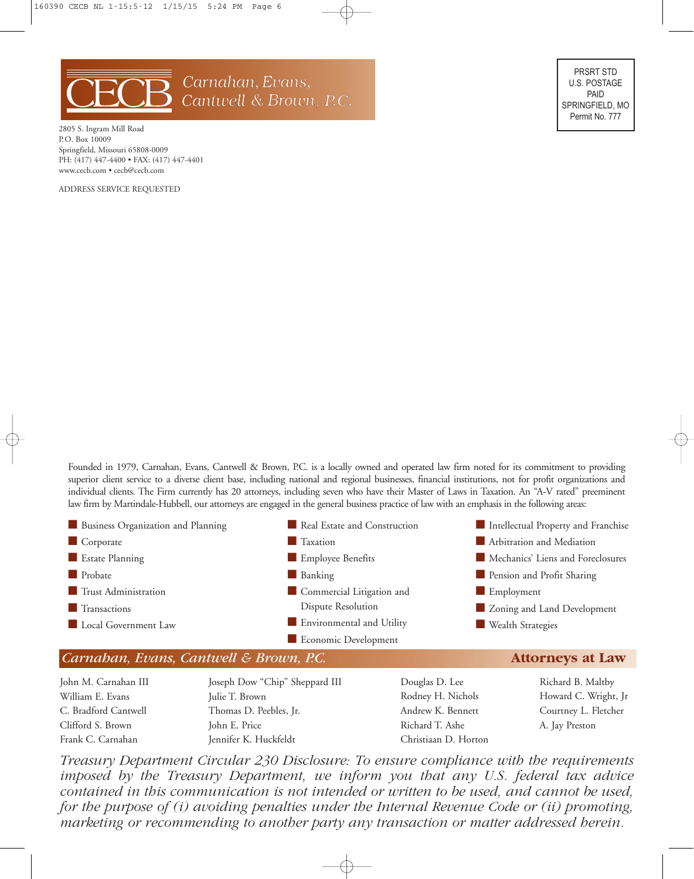**CECB** *Carnahan, Evans, Cantwell & Brown, P.C.*

2805 S. Ingram Mill Road
P.O. Box 10009
Springfield, Missouri 65808-0009
PH: (417) 447-4400 • FAX: (417) 447-4401
www.cecb.com • cecb@cecb.com

ADDRESS SERVICE REQUESTED

PRSRT STD
U.S. POSTAGE
PAID
SPRINGFIELD, MO
Permit No. 777

Founded in 1979, Carnahan, Evans, Cantwell & Brown, P.C. is a locally owned and operated law firm noted for its commitment to providing superior client service to a diverse client base, including national and regional businesses, financial institutions, not for profit organizations and individual clients. The Firm currently has 20 attorneys, including seven who have their Master of Laws in Taxation. An "A-V rated" preeminent law firm by Martindale-Hubbell, our attorneys are engaged in the general business practice of law with an emphasis in the following areas:

- Business Organization and Planning
- Corporate
- Estate Planning
- Probate
- Trust Administration
- Transactions
- Local Government Law
- Real Estate and Construction
- Taxation
- Employee Benefits
- Banking
- Commercial Litigation and Dispute Resolution
- Environmental and Utility
- Economic Development
- Intellectual Property and Franchise
- Arbitration and Mediation
- Mechanics' Liens and Foreclosures
- Pension and Profit Sharing
- Employment
- Zoning and Land Development
- Wealth Strategies

## *Carnahan, Evans, Cantwell & Brown, P.C.* — **Attorneys at Law**

John M. Carnahan III
William E. Evans
C. Bradford Cantwell
Clifford S. Brown
Frank C. Carnahan
Joseph Dow "Chip" Sheppard III
Julie T. Brown
Thomas D. Peebles, Jr.
John E. Price
Jennifer K. Huckfeldt
Douglas D. Lee
Rodney H. Nichols
Andrew K. Bennett
Richard T. Ashe
Christiaan D. Horton
Richard B. Maltby
Howard C. Wright, Jr
Courtney L. Fletcher
A. Jay Preston

*Treasury Department Circular 230 Disclosure: To ensure compliance with the requirements imposed by the Treasury Department, we inform you that any U.S. federal tax advice contained in this communication is not intended or written to be used, and cannot be used, for the purpose of (i) avoiding penalties under the Internal Revenue Code or (ii) promoting, marketing or recommending to another party any transaction or matter addressed herein.*